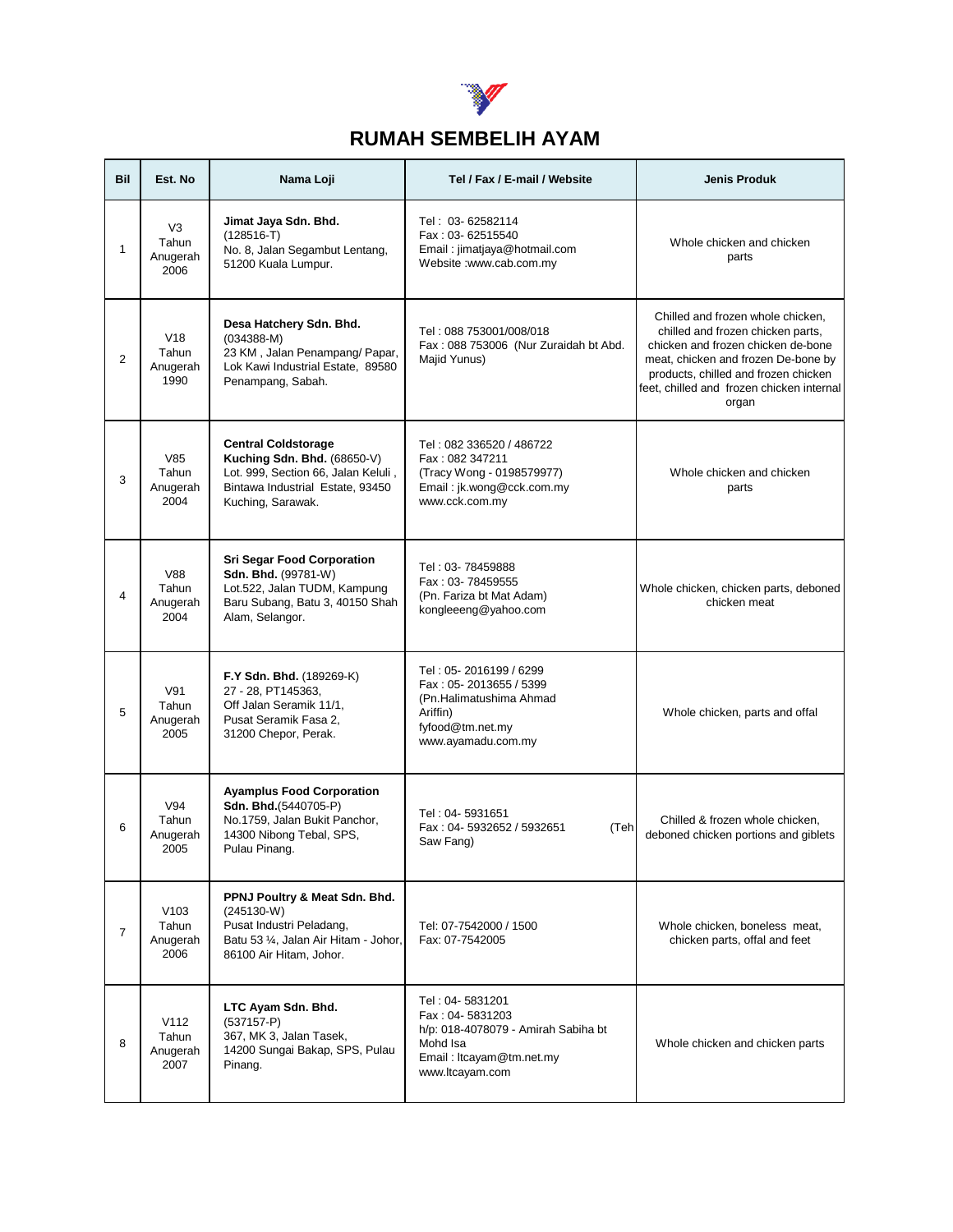# RUMAH SEMBELIH AYAM

| Bil | Est. No | Nama Loji | Tel / Fax / E-mail / Website | Jenis Produk |
|---|---|---|---|---|
| 1 | V3 Tahun Anugerah 2006 | **Jimat Jaya Sdn. Bhd.** (128516-T) No. 8, Jalan Segambut Lentang, 51200 Kuala Lumpur. | Tel : 03- 62582114 Fax : 03- 62515540 Email : jimatjaya@hotmail.com Website :www.cab.com.my | Whole chicken and chicken parts |
| 2 | V18 Tahun Anugerah 1990 | **Desa Hatchery Sdn. Bhd.** (034388-M) 23 KM , Jalan Penampang/ Papar, Lok Kawi Industrial Estate, 89580 Penampang, Sabah. | Tel : 088 753001/008/018 Fax : 088 753006 (Nur Zuraidah bt Abd. Majid Yunus) | Chilled and frozen whole chicken, chilled and frozen chicken parts, chicken and frozen chicken de-bone meat, chicken and frozen De-bone by products, chilled and frozen chicken feet, chilled and frozen chicken internal organ |
| 3 | V85 Tahun Anugerah 2004 | **Central Coldstorage Kuching Sdn. Bhd.** (68650-V) Lot. 999, Section 66, Jalan Keluli , Bintawa Industrial Estate, 93450 Kuching, Sarawak. | Tel : 082 336520 / 486722 Fax : 082 347211 (Tracy Wong - 0198579977) Email : jk.wong@cck.com.my www.cck.com.my | Whole chicken and chicken parts |
| 4 | V88 Tahun Anugerah 2004 | **Sri Segar Food Corporation Sdn. Bhd.** (99781-W) Lot.522, Jalan TUDM, Kampung Baru Subang, Batu 3, 40150 Shah Alam, Selangor. | Tel : 03- 78459888 Fax : 03- 78459555 (Pn. Fariza bt Mat Adam) kongleeeng@yahoo.com | Whole chicken, chicken parts, deboned chicken meat |
| 5 | V91 Tahun Anugerah 2005 | **F.Y Sdn. Bhd.** (189269-K) 27 - 28, PT145363, Off Jalan Seramik 11/1, Pusat Seramik Fasa 2, 31200 Chepor, Perak. | Tel : 05- 2016199 / 6299 Fax : 05- 2013655 / 5399 (Pn.Halimatushima Ahmad Ariffin) fyfood@tm.net.my www.ayamadu.com.my | Whole chicken, parts and offal |
| 6 | V94 Tahun Anugerah 2005 | **Ayamplus Food Corporation Sdn. Bhd.**(5440705-P) No.1759, Jalan Bukit Panchor, 14300 Nibong Tebal, SPS, Pulau Pinang. | Tel : 04- 5931651 Fax : 04- 5932652 / 5932651 (Teh Saw Fang) | Chilled & frozen whole chicken, deboned chicken portions and giblets |
| 7 | V103 Tahun Anugerah 2006 | **PPNJ Poultry & Meat Sdn. Bhd.** (245130-W) Pusat Industri Peladang, Batu 53 ¼, Jalan Air Hitam - Johor, 86100 Air Hitam, Johor. | Tel: 07-7542000 / 1500 Fax: 07-7542005 | Whole chicken, boneless meat, chicken parts, offal and feet |
| 8 | V112 Tahun Anugerah 2007 | **LTC Ayam Sdn. Bhd.** (537157-P) 367, MK 3, Jalan Tasek, 14200 Sungai Bakap, SPS, Pulau Pinang. | Tel : 04- 5831201 Fax : 04- 5831203 h/p: 018-4078079 - Amirah Sabiha bt Mohd Isa Email : ltcayam@tm.net.my www.ltcayam.com | Whole chicken and chicken parts |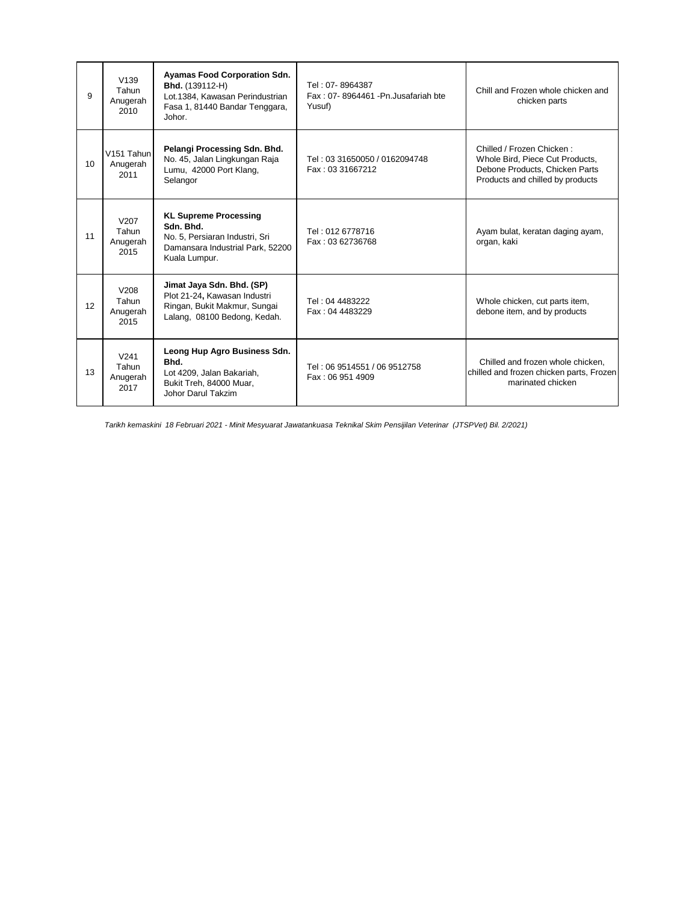| | | | | |
|---|---|---|---|---|
| 9 | V139 Tahun Anugerah 2010 | **Ayamas Food Corporation Sdn. Bhd.** (139112-H) Lot.1384, Kawasan Perindustrian Fasa 1, 81440 Bandar Tenggara, Johor. | Tel : 07- 8964387 Fax : 07- 8964461 -Pn.Jusafariah bte Yusuf) | Chill and Frozen whole chicken and chicken parts |
| 10 | V151 Tahun Anugerah 2011 | **Pelangi Processing Sdn. Bhd.** No. 45, Jalan Lingkungan Raja Lumu, 42000 Port Klang, Selangor | Tel : 03 31650050 / 0162094748 Fax : 03 31667212 | Chilled / Frozen Chicken : Whole Bird, Piece Cut Products, Debone Products, Chicken Parts Products and chilled by products |
| 11 | V207 Tahun Anugerah 2015 | **KL Supreme Processing Sdn. Bhd.** No. 5, Persiaran Industri, Sri Damansara Industrial Park, 52200 Kuala Lumpur. | Tel : 012 6778716 Fax : 03 62736768 | Ayam bulat, keratan daging ayam, organ, kaki |
| 12 | V208 Tahun Anugerah 2015 | **Jimat Jaya Sdn. Bhd. (SP)** Plot 21-24, Kawasan Industri Ringan, Bukit Makmur, Sungai Lalang, 08100 Bedong, Kedah. | Tel : 04 4483222 Fax : 04 4483229 | Whole chicken, cut parts item, debone item, and by products |
| 13 | V241 Tahun Anugerah 2017 | **Leong Hup Agro Business Sdn. Bhd.** Lot 4209, Jalan Bakariah, Bukit Treh, 84000 Muar, Johor Darul Takzim | Tel : 06 9514551 / 06 9512758 Fax : 06 951 4909 | Chilled and frozen whole chicken, chilled and frozen chicken parts, Frozen marinated chicken |

*Tarikh kemaskini 18 Februari 2021 - Minit Mesyuarat Jawatankuasa Teknikal Skim Pensijilan Veterinar (JTSPVet) Bil. 2/2021)*